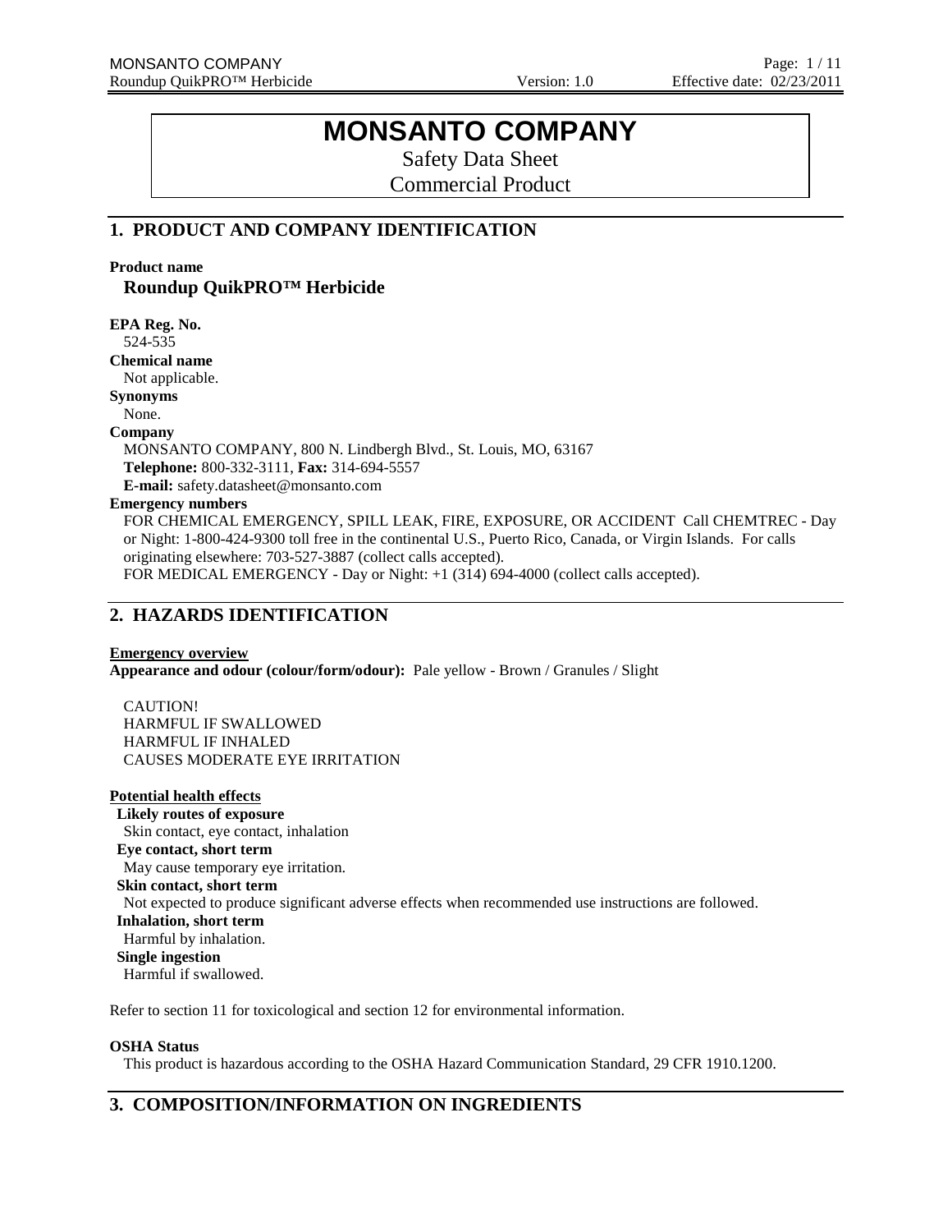# MONSANTO COMPANY

Safety Data Sheet

Commercial Product

## 1. PRODUCT AND COMPANY IDENTIFICATION

**Product name**

**Roundup QuikPRO™ Herbicide**

**EPA Reg. No.**

524-535

**Chemical name**

Not applicable.

**Synonyms**

None.

**Company**

MONSANTO COMPANY, 800 N. Lindbergh Blvd., St. Louis, MO, 63167

**Telephone:** 800-332-3111, **Fax:** 314-694-5557

**E-mail:** safety.datasheet@monsanto.com

**Emergency numbers**

FOR CHEMICAL EMERGENCY, SPILL LEAK, FIRE, EXPOSURE, OR ACCIDENT Call CHEMTREC - Day or Night: 1-800-424-9300 toll free in the continental U.S., Puerto Rico, Canada, or Virgin Islands. For calls originating elsewhere: 703-527-3887 (collect calls accepted).

FOR MEDICAL EMERGENCY - Day or Night: +1 (314) 694-4000 (collect calls accepted).

## 2. HAZARDS IDENTIFICATION

**Emergency overview**

**Appearance and odour (colour/form/odour):** Pale yellow - Brown / Granules / Slight

CAUTION!

HARMFUL IF SWALLOWED

HARMFUL IF INHALED

CAUSES MODERATE EYE IRRITATION

**Potential health effects**

**Likely routes of exposure**

Skin contact, eye contact, inhalation

**Eye contact, short term**

May cause temporary eye irritation.

**Skin contact, short term**

Not expected to produce significant adverse effects when recommended use instructions are followed.

**Inhalation, short term**

Harmful by inhalation.

**Single ingestion**

Harmful if swallowed.

Refer to section 11 for toxicological and section 12 for environmental information.

**OSHA Status**

This product is hazardous according to the OSHA Hazard Communication Standard, 29 CFR 1910.1200.

## 3. COMPOSITION/INFORMATION ON INGREDIENTS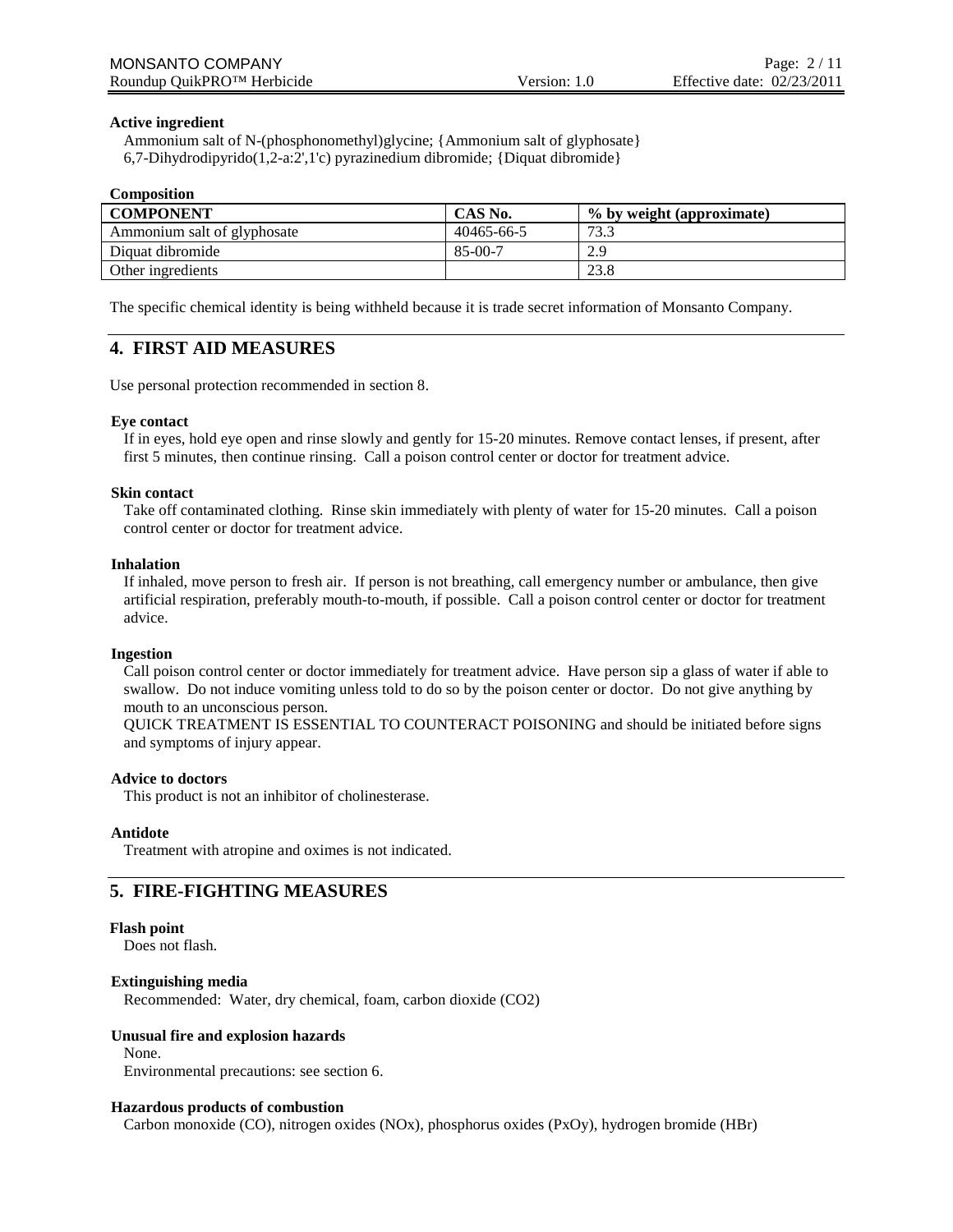**Active ingredient**

Ammonium salt of N-(phosphonomethyl)glycine; {Ammonium salt of glyphosate}
6,7-Dihydrodipyrido(1,2-a:2',1'c) pyrazinedium dibromide; {Diquat dibromide}

**Composition**

| COMPONENT | CAS No. | % by weight (approximate) |
|---|---|---|
| Ammonium salt of glyphosate | 40465-66-5 | 73.3 |
| Diquat dibromide | 85-00-7 | 2.9 |
| Other ingredients | | 23.8 |

The specific chemical identity is being withheld because it is trade secret information of Monsanto Company.

## 4. FIRST AID MEASURES

Use personal protection recommended in section 8.

**Eye contact**

If in eyes, hold eye open and rinse slowly and gently for 15-20 minutes. Remove contact lenses, if present, after first 5 minutes, then continue rinsing. Call a poison control center or doctor for treatment advice.

**Skin contact**

Take off contaminated clothing. Rinse skin immediately with plenty of water for 15-20 minutes. Call a poison control center or doctor for treatment advice.

**Inhalation**

If inhaled, move person to fresh air. If person is not breathing, call emergency number or ambulance, then give artificial respiration, preferably mouth-to-mouth, if possible. Call a poison control center or doctor for treatment advice.

**Ingestion**

Call poison control center or doctor immediately for treatment advice. Have person sip a glass of water if able to swallow. Do not induce vomiting unless told to do so by the poison center or doctor. Do not give anything by mouth to an unconscious person.
QUICK TREATMENT IS ESSENTIAL TO COUNTERACT POISONING and should be initiated before signs and symptoms of injury appear.

**Advice to doctors**

This product is not an inhibitor of cholinesterase.

**Antidote**

Treatment with atropine and oximes is not indicated.

## 5. FIRE-FIGHTING MEASURES

**Flash point**

Does not flash.

**Extinguishing media**

Recommended: Water, dry chemical, foam, carbon dioxide ($CO_2$)

**Unusual fire and explosion hazards**

None.
Environmental precautions: see section 6.

**Hazardous products of combustion**

Carbon monoxide (CO), nitrogen oxides ($NO_x$), phosphorus oxides ($P_xO_y$), hydrogen bromide (HBr)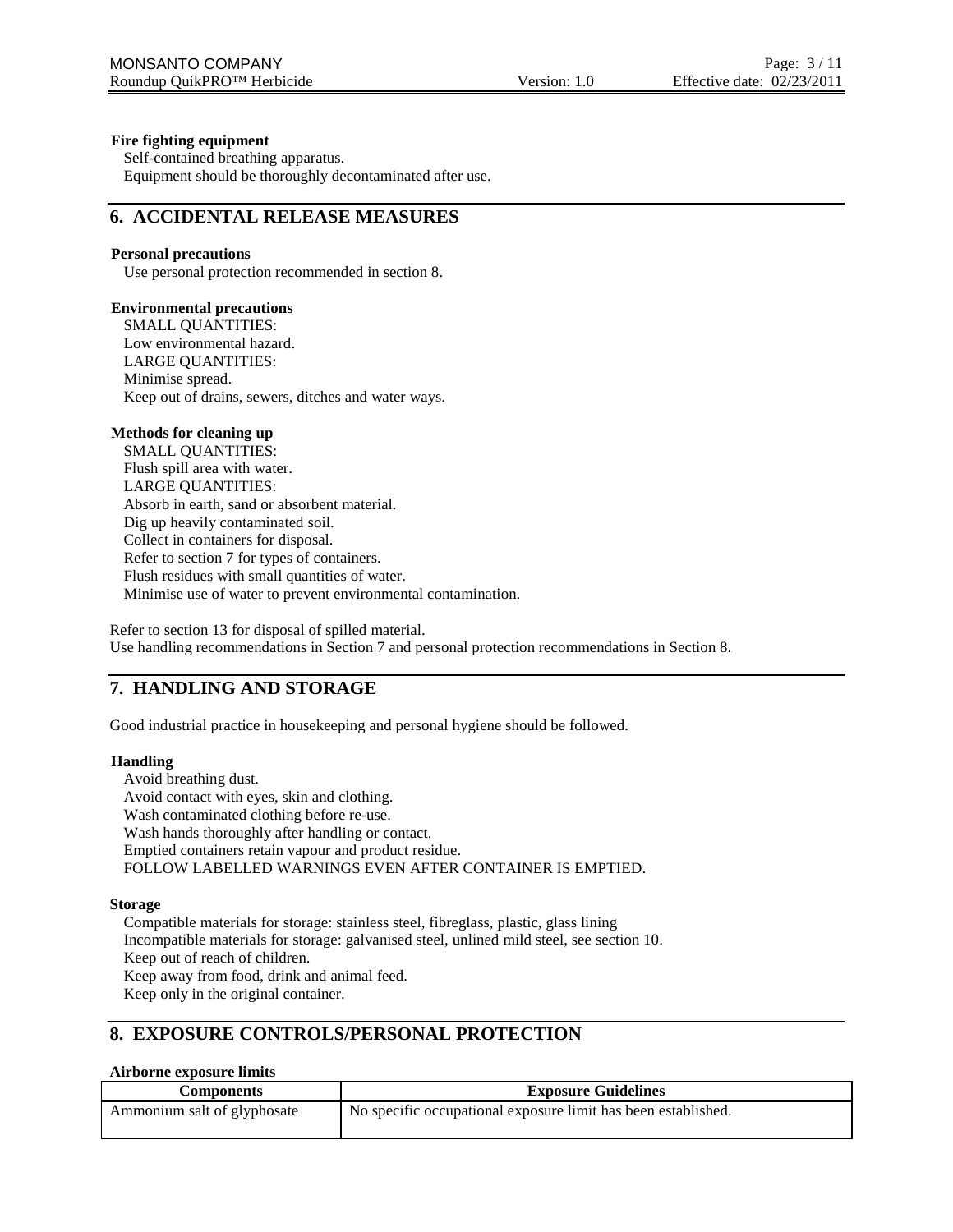**Fire fighting equipment**

Self-contained breathing apparatus.
Equipment should be thoroughly decontaminated after use.

## 6. ACCIDENTAL RELEASE MEASURES

**Personal precautions**

Use personal protection recommended in section 8.

**Environmental precautions**

SMALL QUANTITIES:
Low environmental hazard.
LARGE QUANTITIES:
Minimise spread.
Keep out of drains, sewers, ditches and water ways.

**Methods for cleaning up**

SMALL QUANTITIES:
Flush spill area with water.
LARGE QUANTITIES:
Absorb in earth, sand or absorbent material.
Dig up heavily contaminated soil.
Collect in containers for disposal.
Refer to section 7 for types of containers.
Flush residues with small quantities of water.
Minimise use of water to prevent environmental contamination.

Refer to section 13 for disposal of spilled material.
Use handling recommendations in Section 7 and personal protection recommendations in Section 8.

## 7. HANDLING AND STORAGE

Good industrial practice in housekeeping and personal hygiene should be followed.

**Handling**

Avoid breathing dust.
Avoid contact with eyes, skin and clothing.
Wash contaminated clothing before re-use.
Wash hands thoroughly after handling or contact.
Emptied containers retain vapour and product residue.
FOLLOW LABELLED WARNINGS EVEN AFTER CONTAINER IS EMPTIED.

**Storage**

Compatible materials for storage: stainless steel, fibreglass, plastic, glass lining
Incompatible materials for storage: galvanised steel, unlined mild steel, see section 10.
Keep out of reach of children.
Keep away from food, drink and animal feed.
Keep only in the original container.

## 8. EXPOSURE CONTROLS/PERSONAL PROTECTION

**Airborne exposure limits**

| Components | Exposure Guidelines |
|---|---|
| Ammonium salt of glyphosate | No specific occupational exposure limit has been established. |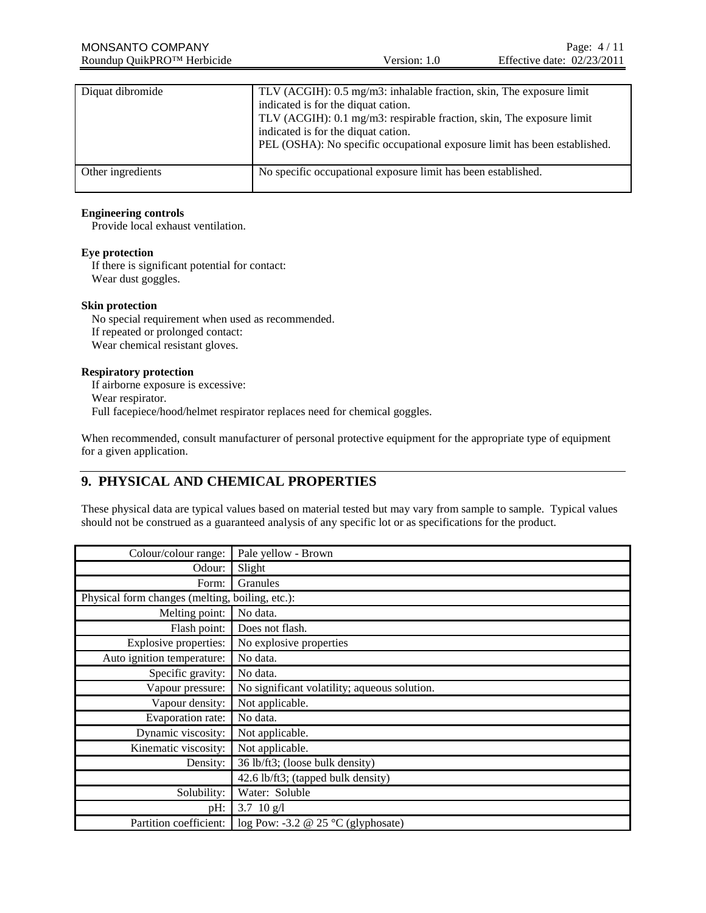| Diquat dibromide | TLV (ACGIH): 0.5 mg/m3: inhalable fraction, skin, The exposure limit indicated is for the diquat cation.<br>TLV (ACGIH): 0.1 mg/m3: respirable fraction, skin, The exposure limit indicated is for the diquat cation.<br>PEL (OSHA): No specific occupational exposure limit has been established. |
|---|---|
| Other ingredients | No specific occupational exposure limit has been established. |

**Engineering controls**
Provide local exhaust ventilation.

**Eye protection**
If there is significant potential for contact:
Wear dust goggles.

**Skin protection**
No special requirement when used as recommended.
If repeated or prolonged contact:
Wear chemical resistant gloves.

**Respiratory protection**
If airborne exposure is excessive:
Wear respirator.
Full facepiece/hood/helmet respirator replaces need for chemical goggles.

When recommended, consult manufacturer of personal protective equipment for the appropriate type of equipment for a given application.

## 9. PHYSICAL AND CHEMICAL PROPERTIES

These physical data are typical values based on material tested but may vary from sample to sample. Typical values should not be construed as a guaranteed analysis of any specific lot or as specifications for the product.

| Colour/colour range: | Pale yellow - Brown |
|---|---|
| Odour: | Slight |
| Form: | Granules |
| Physical form changes (melting, boiling, etc.): | |
| Melting point: | No data. |
| Flash point: | Does not flash. |
| Explosive properties: | No explosive properties |
| Auto ignition temperature: | No data. |
| Specific gravity: | No data. |
| Vapour pressure: | No significant volatility; aqueous solution. |
| Vapour density: | Not applicable. |
| Evaporation rate: | No data. |
| Dynamic viscosity: | Not applicable. |
| Kinematic viscosity: | Not applicable. |
| Density: | 36 lb/ft3; (loose bulk density) |
| | 42.6 lb/ft3; (tapped bulk density) |
| Solubility: | Water: Soluble |
| pH: | 3.7 10 g/l |
| Partition coefficient: | log Pow: -3.2 @ 25 °C (glyphosate) |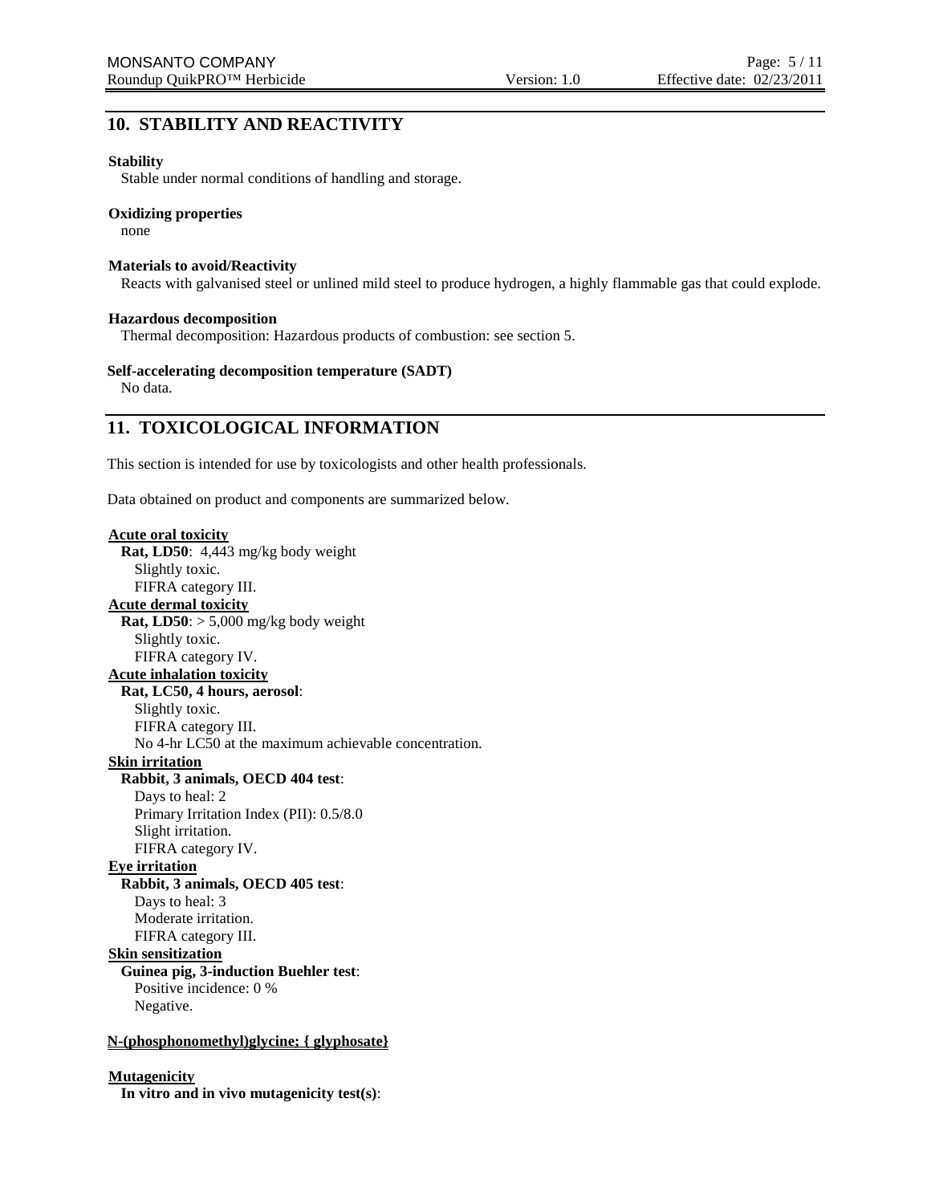## 10. STABILITY AND REACTIVITY

**Stability**

Stable under normal conditions of handling and storage.

**Oxidizing properties**

none

**Materials to avoid/Reactivity**

Reacts with galvanised steel or unlined mild steel to produce hydrogen, a highly flammable gas that could explode.

**Hazardous decomposition**

Thermal decomposition: Hazardous products of combustion: see section 5.

**Self-accelerating decomposition temperature (SADT)**

No data.

## 11. TOXICOLOGICAL INFORMATION

This section is intended for use by toxicologists and other health professionals.

Data obtained on product and components are summarized below.

**Acute oral toxicity**

**Rat, LD50**: 4,443 mg/kg body weight
Slightly toxic.
FIFRA category III.

**Acute dermal toxicity**

**Rat, LD50**: > 5,000 mg/kg body weight
Slightly toxic.
FIFRA category IV.

**Acute inhalation toxicity**

**Rat, LC50, 4 hours, aerosol**:
Slightly toxic.
FIFRA category III.
No 4-hr LC50 at the maximum achievable concentration.

**Skin irritation**

**Rabbit, 3 animals, OECD 404 test**:
Days to heal: 2
Primary Irritation Index (PII): 0.5/8.0
Slight irritation.
FIFRA category IV.

**Eye irritation**

**Rabbit, 3 animals, OECD 405 test**:
Days to heal: 3
Moderate irritation.
FIFRA category III.

**Skin sensitization**

**Guinea pig, 3-induction Buehler test**:
Positive incidence: 0 %
Negative.

**N-(phosphonomethyl)glycine; { glyphosate}**

**Mutagenicity**

**In vitro and in vivo mutagenicity test(s)**: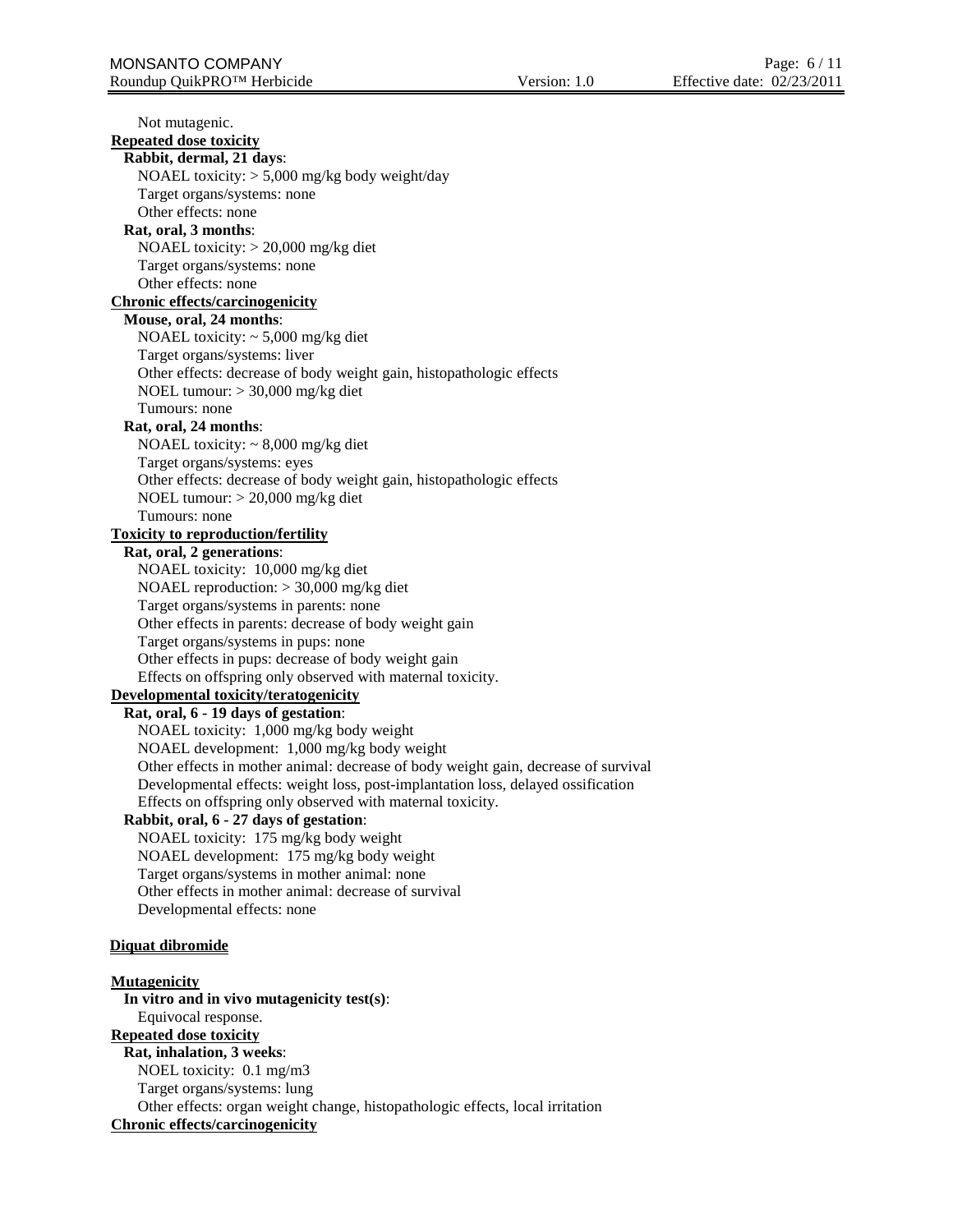Not mutagenic.

**Repeated dose toxicity**

**Rabbit, dermal, 21 days**:
NOAEL toxicity: > 5,000 mg/kg body weight/day
Target organs/systems: none
Other effects: none

**Rat, oral, 3 months**:
NOAEL toxicity: > 20,000 mg/kg diet
Target organs/systems: none
Other effects: none

**Chronic effects/carcinogenicity**

**Mouse, oral, 24 months**:
NOAEL toxicity: ~ 5,000 mg/kg diet
Target organs/systems: liver
Other effects: decrease of body weight gain, histopathologic effects
NOEL tumour: > 30,000 mg/kg diet
Tumours: none

**Rat, oral, 24 months**:
NOAEL toxicity: ~ 8,000 mg/kg diet
Target organs/systems: eyes
Other effects: decrease of body weight gain, histopathologic effects
NOEL tumour: > 20,000 mg/kg diet
Tumours: none

**Toxicity to reproduction/fertility**

**Rat, oral, 2 generations**:
NOAEL toxicity: 10,000 mg/kg diet
NOAEL reproduction: > 30,000 mg/kg diet
Target organs/systems in parents: none
Other effects in parents: decrease of body weight gain
Target organs/systems in pups: none
Other effects in pups: decrease of body weight gain
Effects on offspring only observed with maternal toxicity.

**Developmental toxicity/teratogenicity**

**Rat, oral, 6 - 19 days of gestation**:
NOAEL toxicity: 1,000 mg/kg body weight
NOAEL development: 1,000 mg/kg body weight
Other effects in mother animal: decrease of body weight gain, decrease of survival
Developmental effects: weight loss, post-implantation loss, delayed ossification
Effects on offspring only observed with maternal toxicity.

**Rabbit, oral, 6 - 27 days of gestation**:
NOAEL toxicity: 175 mg/kg body weight
NOAEL development: 175 mg/kg body weight
Target organs/systems in mother animal: none
Other effects in mother animal: decrease of survival
Developmental effects: none

**Diquat dibromide**

**Mutagenicity**

**In vitro and in vivo mutagenicity test(s)**:
Equivocal response.

**Repeated dose toxicity**

**Rat, inhalation, 3 weeks**:
NOEL toxicity: 0.1 mg/m3
Target organs/systems: lung
Other effects: organ weight change, histopathologic effects, local irritation

**Chronic effects/carcinogenicity**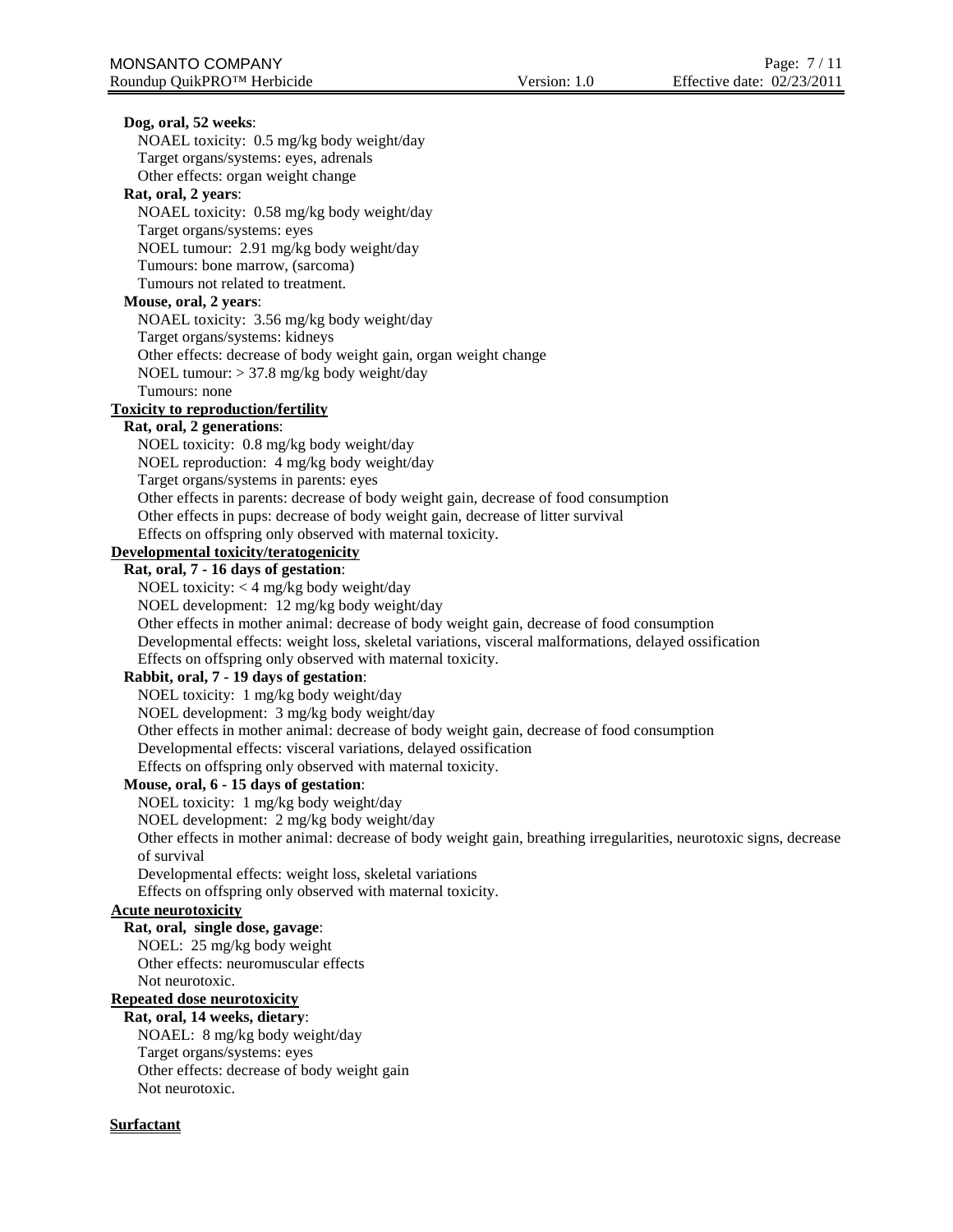**Dog, oral, 52 weeks**:

NOAEL toxicity: 0.5 mg/kg body weight/day
Target organs/systems: eyes, adrenals
Other effects: organ weight change

**Rat, oral, 2 years**:

NOAEL toxicity: 0.58 mg/kg body weight/day
Target organs/systems: eyes
NOEL tumour: 2.91 mg/kg body weight/day
Tumours: bone marrow, (sarcoma)
Tumours not related to treatment.

**Mouse, oral, 2 years**:

NOAEL toxicity: 3.56 mg/kg body weight/day
Target organs/systems: kidneys
Other effects: decrease of body weight gain, organ weight change
NOEL tumour: > 37.8 mg/kg body weight/day
Tumours: none

**Toxicity to reproduction/fertility**

**Rat, oral, 2 generations**:

NOEL toxicity: 0.8 mg/kg body weight/day
NOEL reproduction: 4 mg/kg body weight/day
Target organs/systems in parents: eyes
Other effects in parents: decrease of body weight gain, decrease of food consumption
Other effects in pups: decrease of body weight gain, decrease of litter survival
Effects on offspring only observed with maternal toxicity.

**Developmental toxicity/teratogenicity**

**Rat, oral, 7 - 16 days of gestation**:

NOEL toxicity: < 4 mg/kg body weight/day
NOEL development: 12 mg/kg body weight/day
Other effects in mother animal: decrease of body weight gain, decrease of food consumption
Developmental effects: weight loss, skeletal variations, visceral malformations, delayed ossification
Effects on offspring only observed with maternal toxicity.

**Rabbit, oral, 7 - 19 days of gestation**:

NOEL toxicity: 1 mg/kg body weight/day
NOEL development: 3 mg/kg body weight/day
Other effects in mother animal: decrease of body weight gain, decrease of food consumption
Developmental effects: visceral variations, delayed ossification
Effects on offspring only observed with maternal toxicity.

**Mouse, oral, 6 - 15 days of gestation**:

NOEL toxicity: 1 mg/kg body weight/day
NOEL development: 2 mg/kg body weight/day
Other effects in mother animal: decrease of body weight gain, breathing irregularities, neurotoxic signs, decrease of survival
Developmental effects: weight loss, skeletal variations
Effects on offspring only observed with maternal toxicity.

**Acute neurotoxicity**

**Rat, oral, single dose, gavage**:

NOEL: 25 mg/kg body weight
Other effects: neuromuscular effects
Not neurotoxic.

**Repeated dose neurotoxicity**

**Rat, oral, 14 weeks, dietary**:

NOAEL: 8 mg/kg body weight/day
Target organs/systems: eyes
Other effects: decrease of body weight gain
Not neurotoxic.

**Surfactant**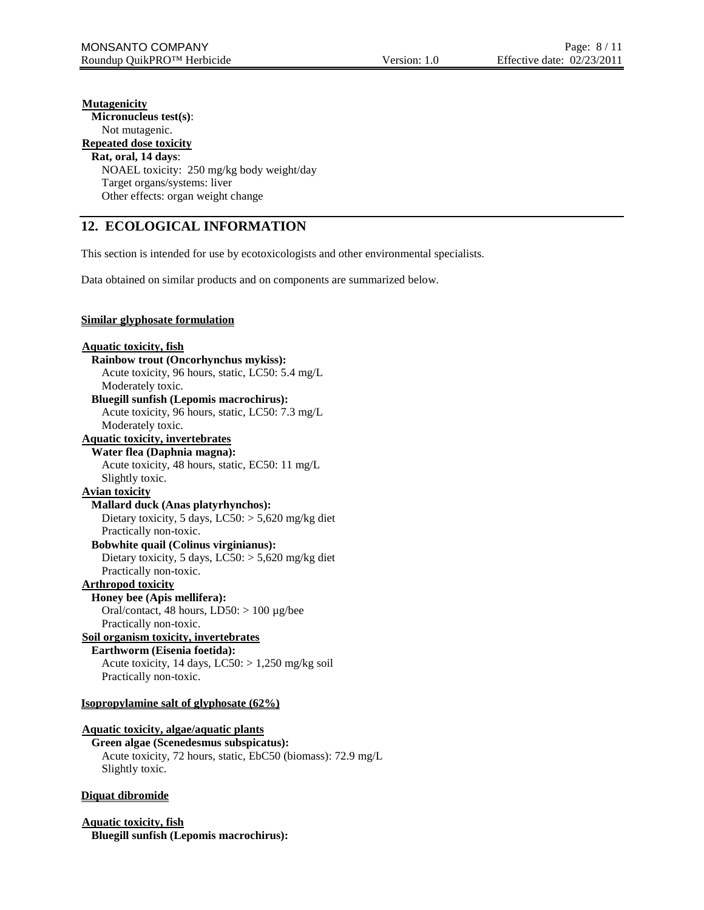**Mutagenicity**

**Micronucleus test(s)**:
Not mutagenic.

**Repeated dose toxicity**

**Rat, oral, 14 days**:
NOAEL toxicity: 250 mg/kg body weight/day
Target organs/systems: liver
Other effects: organ weight change

## 12. ECOLOGICAL INFORMATION

This section is intended for use by ecotoxicologists and other environmental specialists.

Data obtained on similar products and on components are summarized below.

**Similar glyphosate formulation**

**Aquatic toxicity, fish**

**Rainbow trout (Oncorhynchus mykiss):**
Acute toxicity, 96 hours, static, LC50: 5.4 mg/L
Moderately toxic.

**Bluegill sunfish (Lepomis macrochirus):**
Acute toxicity, 96 hours, static, LC50: 7.3 mg/L
Moderately toxic.

**Aquatic toxicity, invertebrates**

**Water flea (Daphnia magna):**
Acute toxicity, 48 hours, static, EC50: 11 mg/L
Slightly toxic.

**Avian toxicity**

**Mallard duck (Anas platyrhynchos):**
Dietary toxicity, 5 days, LC50: > 5,620 mg/kg diet
Practically non-toxic.

**Bobwhite quail (Colinus virginianus):**
Dietary toxicity, 5 days, LC50: > 5,620 mg/kg diet
Practically non-toxic.

**Arthropod toxicity**

**Honey bee (Apis mellifera):**
Oral/contact, 48 hours, LD50: > 100 µg/bee
Practically non-toxic.

**Soil organism toxicity, invertebrates**

**Earthworm (Eisenia foetida):**
Acute toxicity, 14 days, LC50: > 1,250 mg/kg soil
Practically non-toxic.

**Isopropylamine salt of glyphosate (62%)**

**Aquatic toxicity, algae/aquatic plants**

**Green algae (Scenedesmus subspicatus):**
Acute toxicity, 72 hours, static, EbC50 (biomass): 72.9 mg/L
Slightly toxic.

**Diquat dibromide**

**Aquatic toxicity, fish**

**Bluegill sunfish (Lepomis macrochirus):**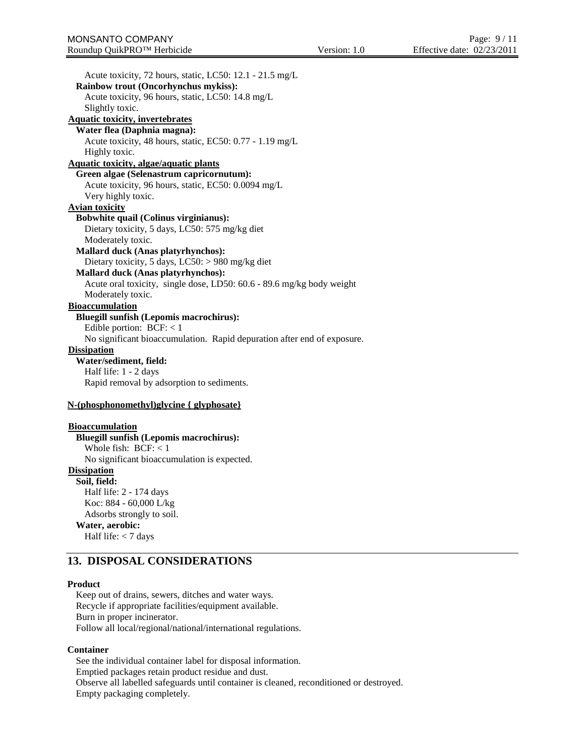Acute toxicity, 72 hours, static, LC50: 12.1 - 21.5 mg/L

**Rainbow trout (Oncorhynchus mykiss):**
Acute toxicity, 96 hours, static, LC50: 14.8 mg/L
Slightly toxic.

**Aquatic toxicity, invertebrates**

**Water flea (Daphnia magna):**
Acute toxicity, 48 hours, static, EC50: 0.77 - 1.19 mg/L
Highly toxic.

**Aquatic toxicity, algae/aquatic plants**

**Green algae (Selenastrum capricornutum):**
Acute toxicity, 96 hours, static, EC50: 0.0094 mg/L
Very highly toxic.

**Avian toxicity**

**Bobwhite quail (Colinus virginianus):**
Dietary toxicity, 5 days, LC50: 575 mg/kg diet
Moderately toxic.

**Mallard duck (Anas platyrhynchos):**
Dietary toxicity, 5 days, LC50: > 980 mg/kg diet

**Mallard duck (Anas platyrhynchos):**
Acute oral toxicity, single dose, LD50: 60.6 - 89.6 mg/kg body weight
Moderately toxic.

**Bioaccumulation**

**Bluegill sunfish (Lepomis macrochirus):**
Edible portion: BCF: < 1
No significant bioaccumulation. Rapid depuration after end of exposure.

**Dissipation**

**Water/sediment, field:**
Half life: 1 - 2 days
Rapid removal by adsorption to sediments.

**N-(phosphonomethyl)glycine { glyphosate}**

**Bioaccumulation**

**Bluegill sunfish (Lepomis macrochirus):**
Whole fish: BCF: < 1
No significant bioaccumulation is expected.

**Dissipation**

**Soil, field:**
Half life: 2 - 174 days
Koc: 884 - 60,000 L/kg
Adsorbs strongly to soil.

**Water, aerobic:**
Half life: < 7 days

## 13. DISPOSAL CONSIDERATIONS

**Product**

Keep out of drains, sewers, ditches and water ways.
Recycle if appropriate facilities/equipment available.
Burn in proper incinerator.
Follow all local/regional/national/international regulations.

**Container**

See the individual container label for disposal information.
Emptied packages retain product residue and dust.
Observe all labelled safeguards until container is cleaned, reconditioned or destroyed.
Empty packaging completely.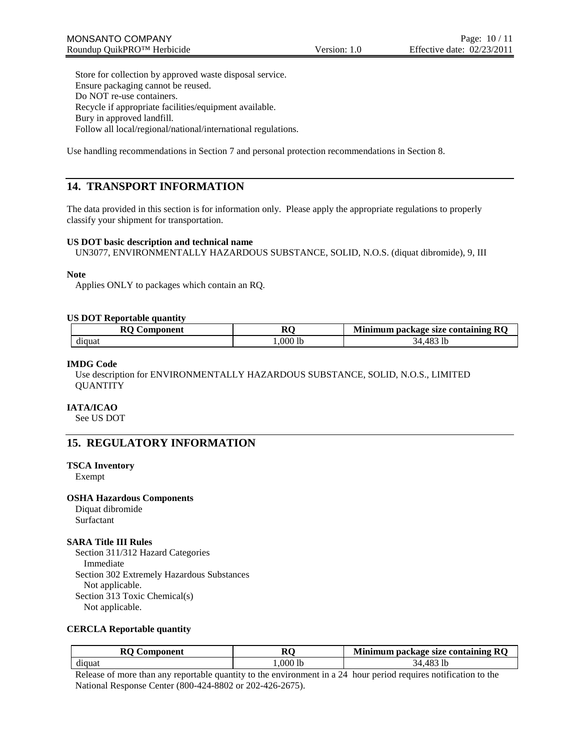Store for collection by approved waste disposal service.
Ensure packaging cannot be reused.
Do NOT re-use containers.
Recycle if appropriate facilities/equipment available.
Bury in approved landfill.
Follow all local/regional/national/international regulations.

Use handling recommendations in Section 7 and personal protection recommendations in Section 8.

## 14. TRANSPORT INFORMATION

The data provided in this section is for information only. Please apply the appropriate regulations to properly classify your shipment for transportation.

**US DOT basic description and technical name**

UN3077, ENVIRONMENTALLY HAZARDOUS SUBSTANCE, SOLID, N.O.S. (diquat dibromide), 9, III

**Note**

Applies ONLY to packages which contain an RQ.

**US DOT Reportable quantity**

| RQ Component | RQ | Minimum package size containing RQ |
|---|---|---|
| diquat | 1,000 lb | 34,483 lb |

**IMDG Code**

Use description for ENVIRONMENTALLY HAZARDOUS SUBSTANCE, SOLID, N.O.S., LIMITED QUANTITY

**IATA/ICAO**

See US DOT

## 15. REGULATORY INFORMATION

**TSCA Inventory**

Exempt

**OSHA Hazardous Components**

Diquat dibromide
Surfactant

**SARA Title III Rules**

Section 311/312 Hazard Categories
Immediate
Section 302 Extremely Hazardous Substances
Not applicable.
Section 313 Toxic Chemical(s)
Not applicable.

**CERCLA Reportable quantity**

| RQ Component | RQ | Minimum package size containing RQ |
|---|---|---|
| diquat | 1,000 lb | 34,483 lb |

Release of more than any reportable quantity to the environment in a 24 hour period requires notification to the National Response Center (800-424-8802 or 202-426-2675).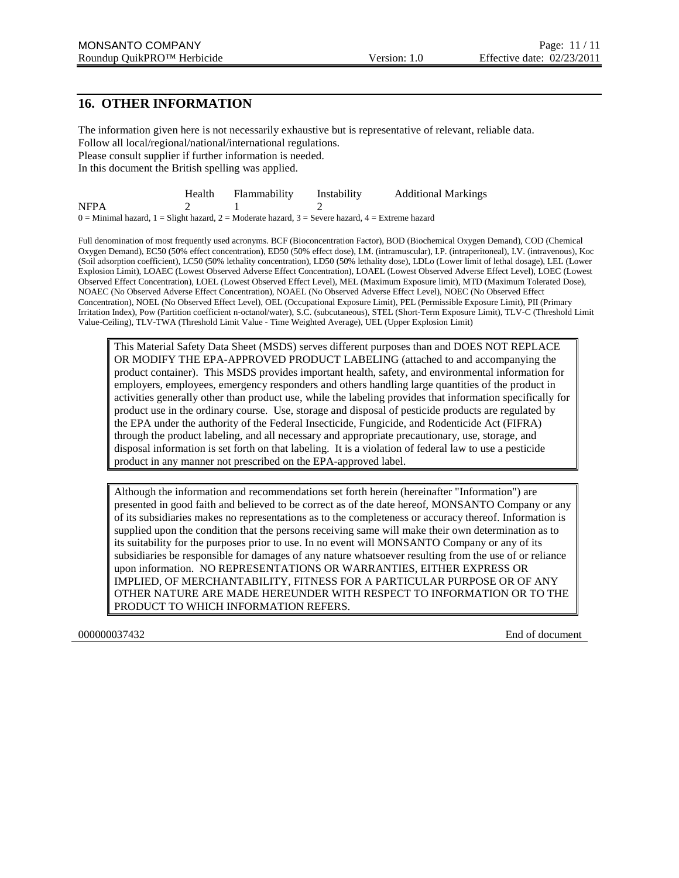## 16. OTHER INFORMATION

The information given here is not necessarily exhaustive but is representative of relevant, reliable data.
Follow all local/regional/national/international regulations.
Please consult supplier if further information is needed.
In this document the British spelling was applied.

| | Health | Flammability | Instability | Additional Markings |
|---|---|---|---|---|
| NFPA | 2 | 1 | 2 | |

0 = Minimal hazard, 1 = Slight hazard, 2 = Moderate hazard, 3 = Severe hazard, 4 = Extreme hazard

Full denomination of most frequently used acronyms. BCF (Bioconcentration Factor), BOD (Biochemical Oxygen Demand), COD (Chemical Oxygen Demand), EC50 (50% effect concentration), ED50 (50% effect dose), I.M. (intramuscular), I.P. (intraperitoneal), I.V. (intravenous), Koc (Soil adsorption coefficient), LC50 (50% lethality concentration), LD50 (50% lethality dose), LDLo (Lower limit of lethal dosage), LEL (Lower Explosion Limit), LOAEC (Lowest Observed Adverse Effect Concentration), LOAEL (Lowest Observed Adverse Effect Level), LOEC (Lowest Observed Effect Concentration), LOEL (Lowest Observed Effect Level), MEL (Maximum Exposure limit), MTD (Maximum Tolerated Dose), NOAEC (No Observed Adverse Effect Concentration), NOAEL (No Observed Adverse Effect Level), NOEC (No Observed Effect Concentration), NOEL (No Observed Effect Level), OEL (Occupational Exposure Limit), PEL (Permissible Exposure Limit), PII (Primary Irritation Index), Pow (Partition coefficient n-octanol/water), S.C. (subcutaneous), STEL (Short-Term Exposure Limit), TLV-C (Threshold Limit Value-Ceiling), TLV-TWA (Threshold Limit Value - Time Weighted Average), UEL (Upper Explosion Limit)

This Material Safety Data Sheet (MSDS) serves different purposes than and DOES NOT REPLACE OR MODIFY THE EPA-APPROVED PRODUCT LABELING (attached to and accompanying the product container). This MSDS provides important health, safety, and environmental information for employers, employees, emergency responders and others handling large quantities of the product in activities generally other than product use, while the labeling provides that information specifically for product use in the ordinary course. Use, storage and disposal of pesticide products are regulated by the EPA under the authority of the Federal Insecticide, Fungicide, and Rodenticide Act (FIFRA) through the product labeling, and all necessary and appropriate precautionary, use, storage, and disposal information is set forth on that labeling. It is a violation of federal law to use a pesticide product in any manner not prescribed on the EPA-approved label.

Although the information and recommendations set forth herein (hereinafter "Information") are presented in good faith and believed to be correct as of the date hereof, MONSANTO Company or any of its subsidiaries makes no representations as to the completeness or accuracy thereof. Information is supplied upon the condition that the persons receiving same will make their own determination as to its suitability for the purposes prior to use. In no event will MONSANTO Company or any of its subsidiaries be responsible for damages of any nature whatsoever resulting from the use of or reliance upon information. NO REPRESENTATIONS OR WARRANTIES, EITHER EXPRESS OR IMPLIED, OF MERCHANTABILITY, FITNESS FOR A PARTICULAR PURPOSE OR OF ANY OTHER NATURE ARE MADE HEREUNDER WITH RESPECT TO INFORMATION OR TO THE PRODUCT TO WHICH INFORMATION REFERS.

000000037432 End of document